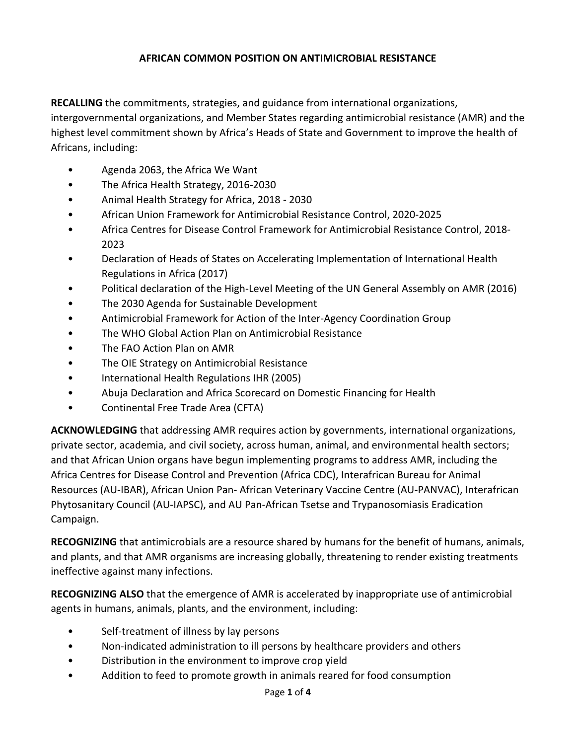# AFRICAN COMMON POSITION ON ANTIMICROBIAL RESISTANCE

**RECALLING** the commitments, strategies, and guidance from international organizations, intergovernmental organizations, and Member States regarding antimicrobial resistance (AMR) and the highest level commitment shown by Africa's Heads of State and Government to improve the health of Africans, including:

- Agenda 2063, the Africa We Want
- The Africa Health Strategy, 2016-2030
- Animal Health Strategy for Africa, 2018 - 2030
- African Union Framework for Antimicrobial Resistance Control, 2020-2025
- Africa Centres for Disease Control Framework for Antimicrobial Resistance Control, 2018-2023
- Declaration of Heads of States on Accelerating Implementation of International Health Regulations in Africa (2017)
- Political declaration of the High-Level Meeting of the UN General Assembly on AMR (2016)
- The 2030 Agenda for Sustainable Development
- Antimicrobial Framework for Action of the Inter-Agency Coordination Group
- The WHO Global Action Plan on Antimicrobial Resistance
- The FAO Action Plan on AMR
- The OIE Strategy on Antimicrobial Resistance
- International Health Regulations IHR (2005)
- Abuja Declaration and Africa Scorecard on Domestic Financing for Health
- Continental Free Trade Area (CFTA)

**ACKNOWLEDGING** that addressing AMR requires action by governments, international organizations, private sector, academia, and civil society, across human, animal, and environmental health sectors; and that African Union organs have begun implementing programs to address AMR, including the Africa Centres for Disease Control and Prevention (Africa CDC), Interafrican Bureau for Animal Resources (AU-IBAR), African Union Pan- African Veterinary Vaccine Centre (AU-PANVAC), Interafrican Phytosanitary Council (AU-IAPSC), and AU Pan-African Tsetse and Trypanosomiasis Eradication Campaign.

**RECOGNIZING** that antimicrobials are a resource shared by humans for the benefit of humans, animals, and plants, and that AMR organisms are increasing globally, threatening to render existing treatments ineffective against many infections.

**RECOGNIZING ALSO** that the emergence of AMR is accelerated by inappropriate use of antimicrobial agents in humans, animals, plants, and the environment, including:

- Self-treatment of illness by lay persons
- Non-indicated administration to ill persons by healthcare providers and others
- Distribution in the environment to improve crop yield
- Addition to feed to promote growth in animals reared for food consumption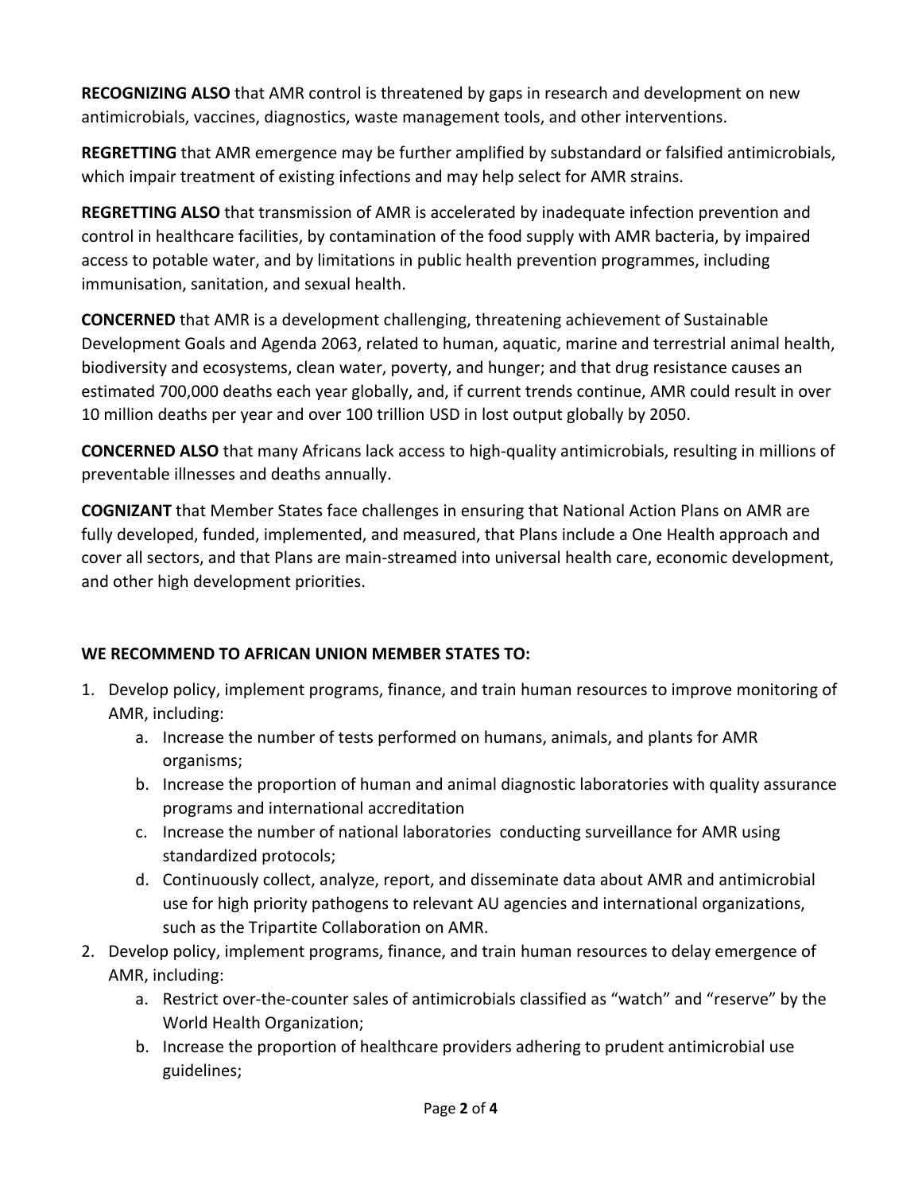**RECOGNIZING ALSO** that AMR control is threatened by gaps in research and development on new antimicrobials, vaccines, diagnostics, waste management tools, and other interventions.

**REGRETTING** that AMR emergence may be further amplified by substandard or falsified antimicrobials, which impair treatment of existing infections and may help select for AMR strains.

**REGRETTING ALSO** that transmission of AMR is accelerated by inadequate infection prevention and control in healthcare facilities, by contamination of the food supply with AMR bacteria, by impaired access to potable water, and by limitations in public health prevention programmes, including immunisation, sanitation, and sexual health.

**CONCERNED** that AMR is a development challenging, threatening achievement of Sustainable Development Goals and Agenda 2063, related to human, aquatic, marine and terrestrial animal health, biodiversity and ecosystems, clean water, poverty, and hunger; and that drug resistance causes an estimated 700,000 deaths each year globally, and, if current trends continue, AMR could result in over 10 million deaths per year and over 100 trillion USD in lost output globally by 2050.

**CONCERNED ALSO** that many Africans lack access to high-quality antimicrobials, resulting in millions of preventable illnesses and deaths annually.

**COGNIZANT** that Member States face challenges in ensuring that National Action Plans on AMR are fully developed, funded, implemented, and measured, that Plans include a One Health approach and cover all sectors, and that Plans are main-streamed into universal health care, economic development, and other high development priorities.

**WE RECOMMEND TO AFRICAN UNION MEMBER STATES TO:**

1. Develop policy, implement programs, finance, and train human resources to improve monitoring of AMR, including:
    a. Increase the number of tests performed on humans, animals, and plants for AMR organisms;
    b. Increase the proportion of human and animal diagnostic laboratories with quality assurance programs and international accreditation
    c. Increase the number of national laboratories conducting surveillance for AMR using standardized protocols;
    d. Continuously collect, analyze, report, and disseminate data about AMR and antimicrobial use for high priority pathogens to relevant AU agencies and international organizations, such as the Tripartite Collaboration on AMR.
2. Develop policy, implement programs, finance, and train human resources to delay emergence of AMR, including:
    a. Restrict over-the-counter sales of antimicrobials classified as "watch" and "reserve" by the World Health Organization;
    b. Increase the proportion of healthcare providers adhering to prudent antimicrobial use guidelines;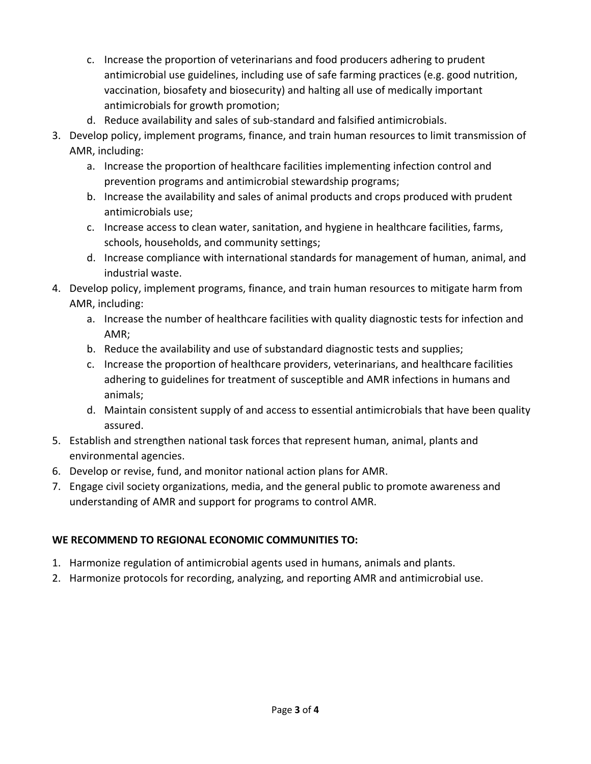c. Increase the proportion of veterinarians and food producers adhering to prudent antimicrobial use guidelines, including use of safe farming practices (e.g. good nutrition, vaccination, biosafety and biosecurity) and halting all use of medically important antimicrobials for growth promotion;
   d. Reduce availability and sales of sub-standard and falsified antimicrobials.
3. Develop policy, implement programs, finance, and train human resources to limit transmission of AMR, including:
   a. Increase the proportion of healthcare facilities implementing infection control and prevention programs and antimicrobial stewardship programs;
   b. Increase the availability and sales of animal products and crops produced with prudent antimicrobials use;
   c. Increase access to clean water, sanitation, and hygiene in healthcare facilities, farms, schools, households, and community settings;
   d. Increase compliance with international standards for management of human, animal, and industrial waste.
4. Develop policy, implement programs, finance, and train human resources to mitigate harm from AMR, including:
   a. Increase the number of healthcare facilities with quality diagnostic tests for infection and AMR;
   b. Reduce the availability and use of substandard diagnostic tests and supplies;
   c. Increase the proportion of healthcare providers, veterinarians, and healthcare facilities adhering to guidelines for treatment of susceptible and AMR infections in humans and animals;
   d. Maintain consistent supply of and access to essential antimicrobials that have been quality assured.
5. Establish and strengthen national task forces that represent human, animal, plants and environmental agencies.
6. Develop or revise, fund, and monitor national action plans for AMR.
7. Engage civil society organizations, media, and the general public to promote awareness and understanding of AMR and support for programs to control AMR.

**WE RECOMMEND TO REGIONAL ECONOMIC COMMUNITIES TO:**

1. Harmonize regulation of antimicrobial agents used in humans, animals and plants.
2. Harmonize protocols for recording, analyzing, and reporting AMR and antimicrobial use.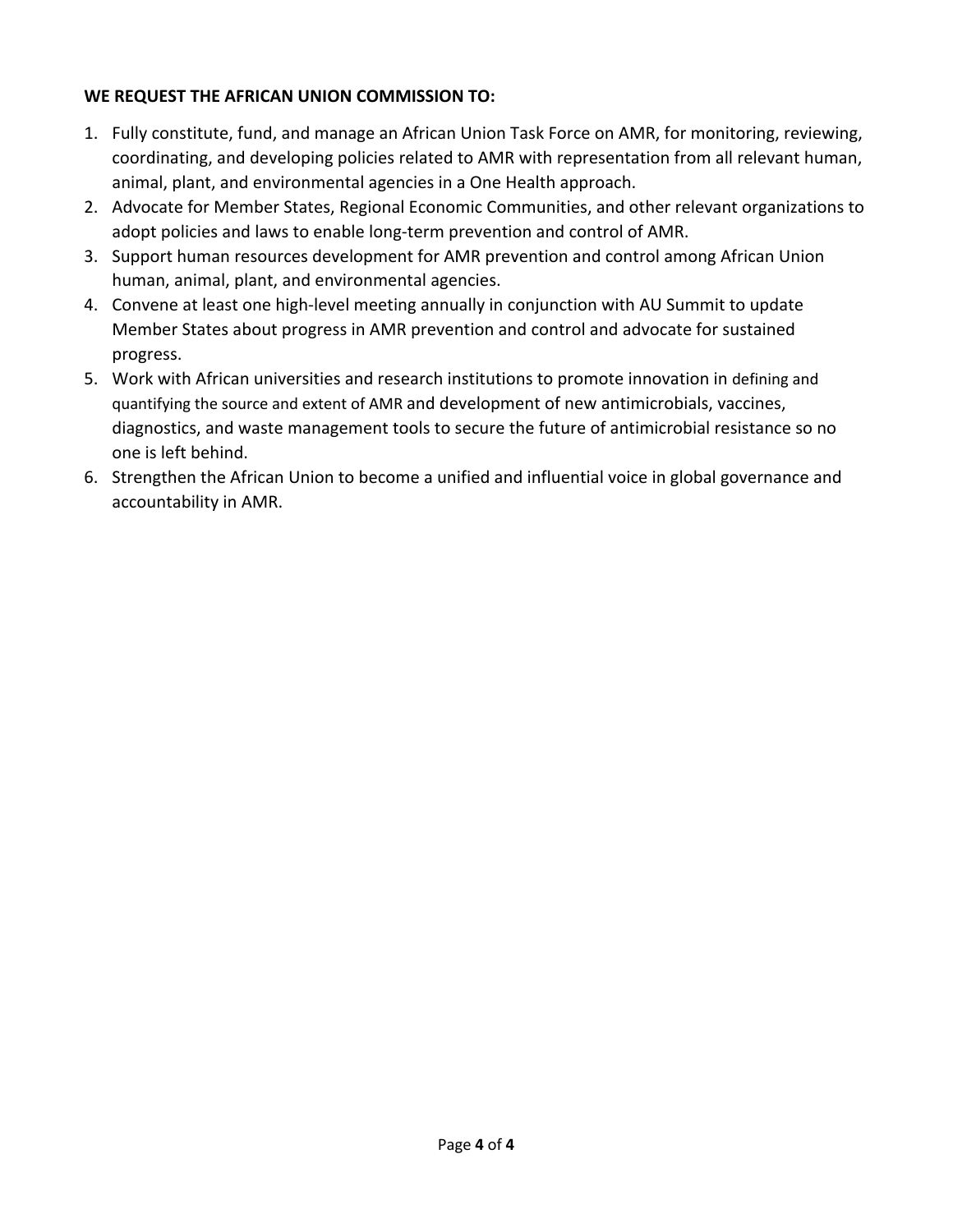**WE REQUEST THE AFRICAN UNION COMMISSION TO:**

1. Fully constitute, fund, and manage an African Union Task Force on AMR, for monitoring, reviewing, coordinating, and developing policies related to AMR with representation from all relevant human, animal, plant, and environmental agencies in a One Health approach.
2. Advocate for Member States, Regional Economic Communities, and other relevant organizations to adopt policies and laws to enable long-term prevention and control of AMR.
3. Support human resources development for AMR prevention and control among African Union human, animal, plant, and environmental agencies.
4. Convene at least one high-level meeting annually in conjunction with AU Summit to update Member States about progress in AMR prevention and control and advocate for sustained progress.
5. Work with African universities and research institutions to promote innovation in defining and quantifying the source and extent of AMR and development of new antimicrobials, vaccines, diagnostics, and waste management tools to secure the future of antimicrobial resistance so no one is left behind.
6. Strengthen the African Union to become a unified and influential voice in global governance and accountability in AMR.